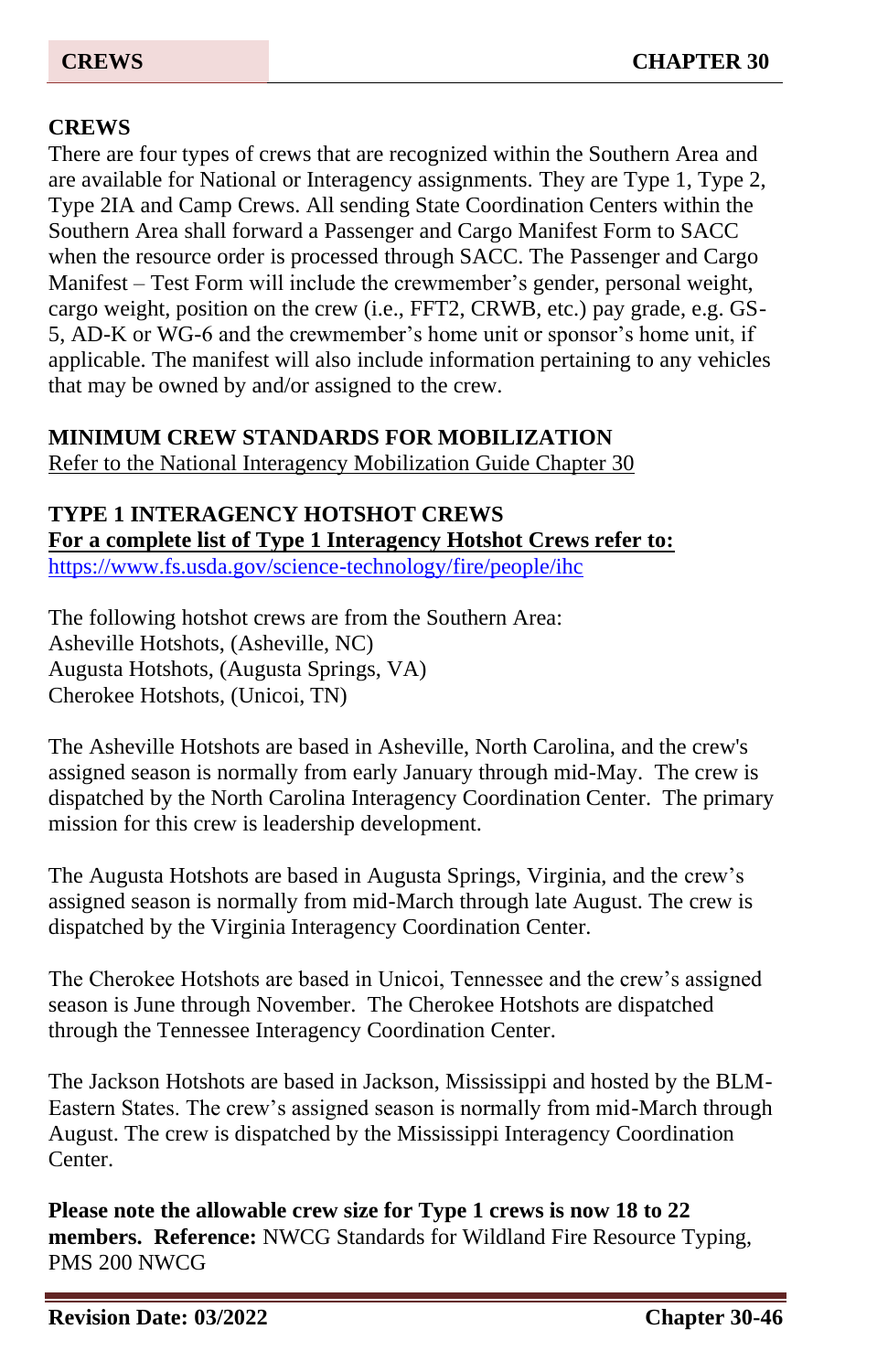## CREWS

There are four types of crews that are recognized within the Southern Area and are available for National or Interagency assignments. They are Type 1, Type 2, Type 2IA and Camp Crews. All sending State Coordination Centers within the Southern Area shall forward a Passenger and Cargo Manifest Form to SACC when the resource order is processed through SACC. The Passenger and Cargo Manifest – Test Form will include the crewmember's gender, personal weight, cargo weight, position on the crew (i.e., FFT2, CRWB, etc.) pay grade, e.g. GS-5, AD-K or WG-6 and the crewmember's home unit or sponsor's home unit, if applicable. The manifest will also include information pertaining to any vehicles that may be owned by and/or assigned to the crew.

## MINIMUM CREW STANDARDS FOR MOBILIZATION

Refer to the National Interagency Mobilization Guide Chapter 30

## TYPE 1 INTERAGENCY HOTSHOT CREWS

**For a complete list of Type 1 Interagency Hotshot Crews refer to:**
https://www.fs.usda.gov/science-technology/fire/people/ihc

The following hotshot crews are from the Southern Area:
Asheville Hotshots, (Asheville, NC)
Augusta Hotshots, (Augusta Springs, VA)
Cherokee Hotshots, (Unicoi, TN)

The Asheville Hotshots are based in Asheville, North Carolina, and the crew's assigned season is normally from early January through mid-May. The crew is dispatched by the North Carolina Interagency Coordination Center. The primary mission for this crew is leadership development.

The Augusta Hotshots are based in Augusta Springs, Virginia, and the crew's assigned season is normally from mid-March through late August. The crew is dispatched by the Virginia Interagency Coordination Center.

The Cherokee Hotshots are based in Unicoi, Tennessee and the crew's assigned season is June through November. The Cherokee Hotshots are dispatched through the Tennessee Interagency Coordination Center.

The Jackson Hotshots are based in Jackson, Mississippi and hosted by the BLM-Eastern States. The crew's assigned season is normally from mid-March through August. The crew is dispatched by the Mississippi Interagency Coordination Center.

**Please note the allowable crew size for Type 1 crews is now 18 to 22 members. Reference:** NWCG Standards for Wildland Fire Resource Typing, PMS 200 NWCG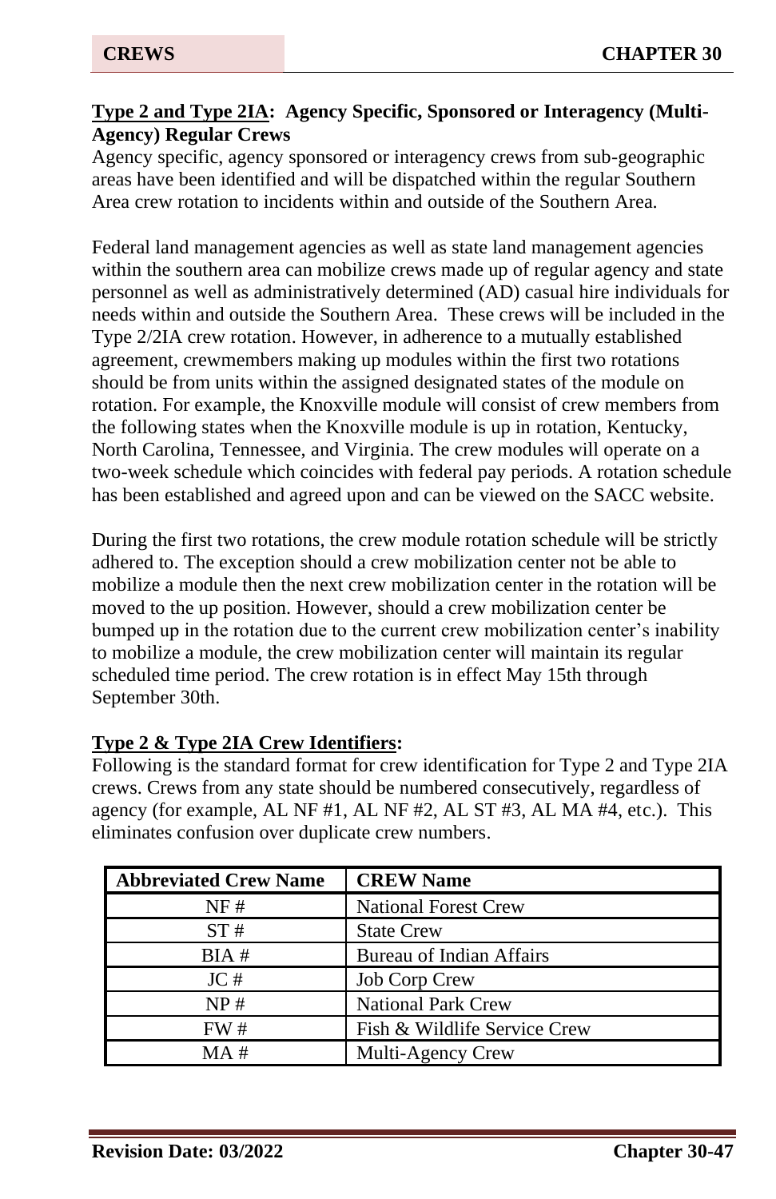**Type 2 and Type 2IA: Agency Specific, Sponsored or Interagency (Multi-Agency) Regular Crews**

Agency specific, agency sponsored or interagency crews from sub-geographic areas have been identified and will be dispatched within the regular Southern Area crew rotation to incidents within and outside of the Southern Area.

Federal land management agencies as well as state land management agencies within the southern area can mobilize crews made up of regular agency and state personnel as well as administratively determined (AD) casual hire individuals for needs within and outside the Southern Area. These crews will be included in the Type 2/2IA crew rotation. However, in adherence to a mutually established agreement, crewmembers making up modules within the first two rotations should be from units within the assigned designated states of the module on rotation. For example, the Knoxville module will consist of crew members from the following states when the Knoxville module is up in rotation, Kentucky, North Carolina, Tennessee, and Virginia. The crew modules will operate on a two-week schedule which coincides with federal pay periods. A rotation schedule has been established and agreed upon and can be viewed on the SACC website.

During the first two rotations, the crew module rotation schedule will be strictly adhered to. The exception should a crew mobilization center not be able to mobilize a module then the next crew mobilization center in the rotation will be moved to the up position. However, should a crew mobilization center be bumped up in the rotation due to the current crew mobilization center's inability to mobilize a module, the crew mobilization center will maintain its regular scheduled time period. The crew rotation is in effect May 15th through September 30th.

**Type 2 & Type 2IA Crew Identifiers:**

Following is the standard format for crew identification for Type 2 and Type 2IA crews. Crews from any state should be numbered consecutively, regardless of agency (for example, AL NF #1, AL NF #2, AL ST #3, AL MA #4, etc.). This eliminates confusion over duplicate crew numbers.

| Abbreviated Crew Name | CREW Name |
|---|---|
| NF # | National Forest Crew |
| ST # | State Crew |
| BIA # | Bureau of Indian Affairs |
| JC # | Job Corp Crew |
| NP # | National Park Crew |
| FW # | Fish & Wildlife Service Crew |
| MA # | Multi-Agency Crew |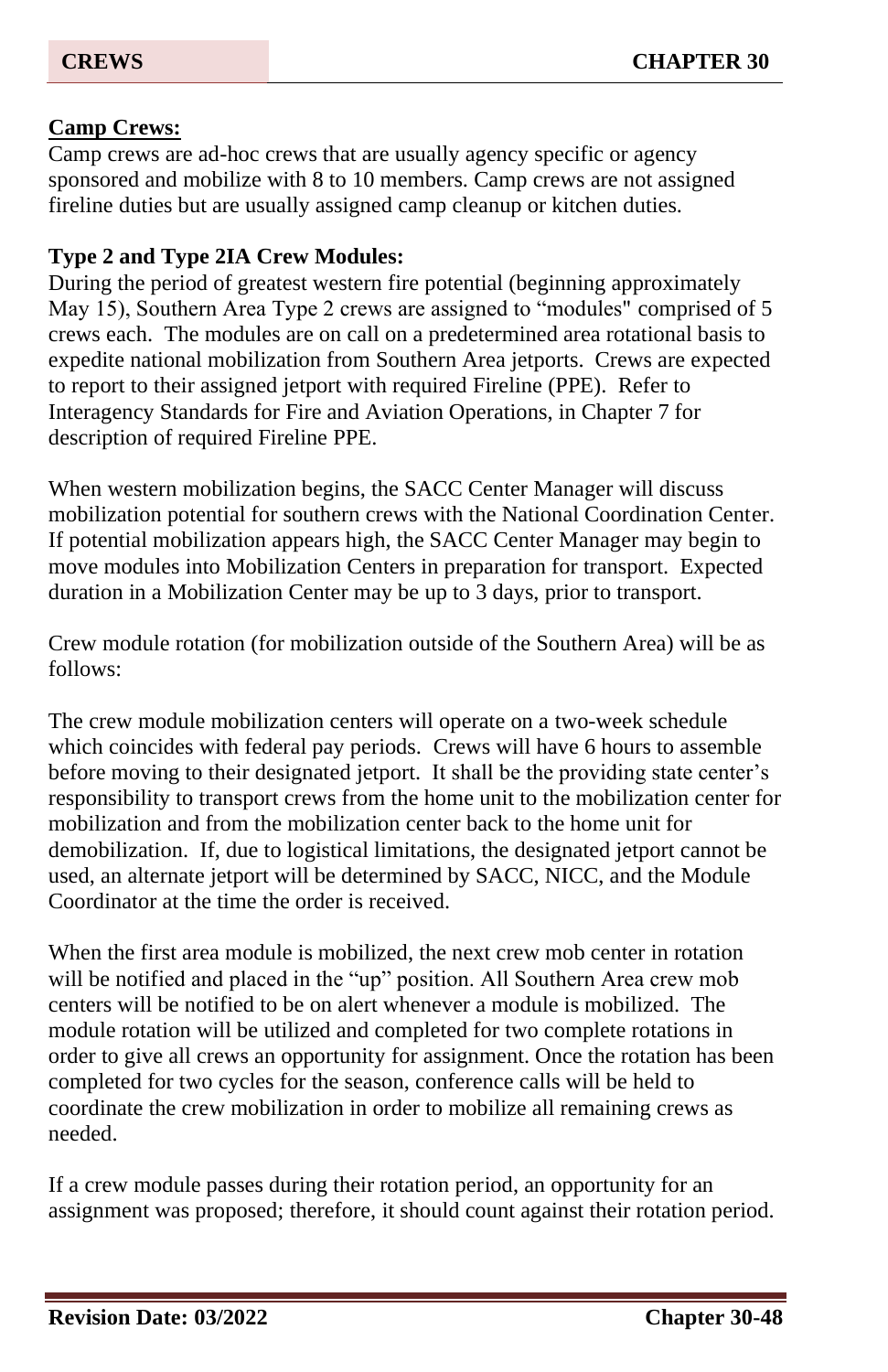**Camp Crews:**
Camp crews are ad-hoc crews that are usually agency specific or agency sponsored and mobilize with 8 to 10 members. Camp crews are not assigned fireline duties but are usually assigned camp cleanup or kitchen duties.

**Type 2 and Type 2IA Crew Modules:**
During the period of greatest western fire potential (beginning approximately May 15), Southern Area Type 2 crews are assigned to "modules" comprised of 5 crews each. The modules are on call on a predetermined area rotational basis to expedite national mobilization from Southern Area jetports. Crews are expected to report to their assigned jetport with required Fireline (PPE). Refer to Interagency Standards for Fire and Aviation Operations, in Chapter 7 for description of required Fireline PPE.

When western mobilization begins, the SACC Center Manager will discuss mobilization potential for southern crews with the National Coordination Center. If potential mobilization appears high, the SACC Center Manager may begin to move modules into Mobilization Centers in preparation for transport. Expected duration in a Mobilization Center may be up to 3 days, prior to transport.

Crew module rotation (for mobilization outside of the Southern Area) will be as follows:

The crew module mobilization centers will operate on a two-week schedule which coincides with federal pay periods. Crews will have 6 hours to assemble before moving to their designated jetport. It shall be the providing state center's responsibility to transport crews from the home unit to the mobilization center for mobilization and from the mobilization center back to the home unit for demobilization. If, due to logistical limitations, the designated jetport cannot be used, an alternate jetport will be determined by SACC, NICC, and the Module Coordinator at the time the order is received.

When the first area module is mobilized, the next crew mob center in rotation will be notified and placed in the "up" position. All Southern Area crew mob centers will be notified to be on alert whenever a module is mobilized. The module rotation will be utilized and completed for two complete rotations in order to give all crews an opportunity for assignment. Once the rotation has been completed for two cycles for the season, conference calls will be held to coordinate the crew mobilization in order to mobilize all remaining crews as needed.

If a crew module passes during their rotation period, an opportunity for an assignment was proposed; therefore, it should count against their rotation period.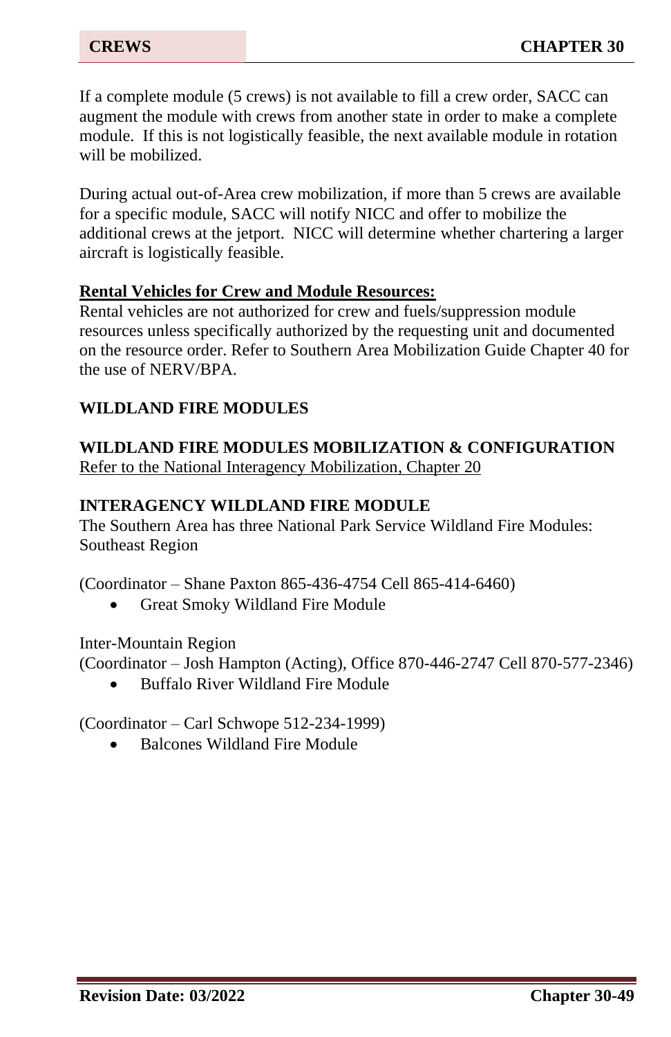If a complete module (5 crews) is not available to fill a crew order, SACC can augment the module with crews from another state in order to make a complete module. If this is not logistically feasible, the next available module in rotation will be mobilized.

During actual out-of-Area crew mobilization, if more than 5 crews are available for a specific module, SACC will notify NICC and offer to mobilize the additional crews at the jetport. NICC will determine whether chartering a larger aircraft is logistically feasible.

**Rental Vehicles for Crew and Module Resources:**
Rental vehicles are not authorized for crew and fuels/suppression module resources unless specifically authorized by the requesting unit and documented on the resource order. Refer to Southern Area Mobilization Guide Chapter 40 for the use of NERV/BPA.

## WILDLAND FIRE MODULES

### WILDLAND FIRE MODULES MOBILIZATION & CONFIGURATION

Refer to the National Interagency Mobilization, Chapter 20

### INTERAGENCY WILDLAND FIRE MODULE

The Southern Area has three National Park Service Wildland Fire Modules:
Southeast Region

(Coordinator – Shane Paxton 865-436-4754 Cell 865-414-6460)

- Great Smoky Wildland Fire Module

Inter-Mountain Region
(Coordinator – Josh Hampton (Acting), Office 870-446-2747 Cell 870-577-2346)

- Buffalo River Wildland Fire Module

(Coordinator – Carl Schwope 512-234-1999)

- Balcones Wildland Fire Module